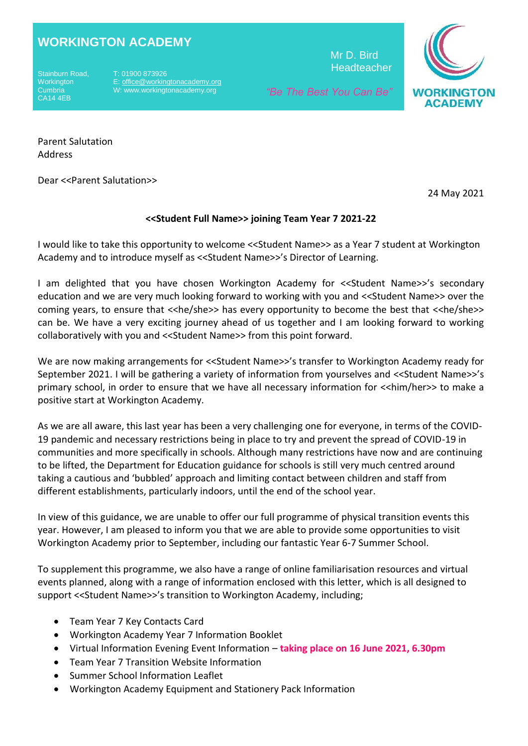# WORKINGTON ACADEMY

Stainburn Road,
Workington
Cumbria
CA14 4EB

T: 01900 873926
E: office@workingtonacademy.org
W: www.workingtonacademy.org

Mr D. Bird
Headteacher

*"Be The Best You Can Be"*

WORKINGTON ACADEMY

Parent Salutation
Address

Dear <<Parent Salutation>>

24 May 2021

**<<Student Full Name>> joining Team Year 7 2021-22**

I would like to take this opportunity to welcome <<Student Name>> as a Year 7 student at Workington Academy and to introduce myself as <<Student Name>>'s Director of Learning.

I am delighted that you have chosen Workington Academy for <<Student Name>>'s secondary education and we are very much looking forward to working with you and <<Student Name>> over the coming years, to ensure that <<he/she>> has every opportunity to become the best that <<he/she>> can be. We have a very exciting journey ahead of us together and I am looking forward to working collaboratively with you and <<Student Name>> from this point forward.

We are now making arrangements for <<Student Name>>'s transfer to Workington Academy ready for September 2021. I will be gathering a variety of information from yourselves and <<Student Name>>'s primary school, in order to ensure that we have all necessary information for <<him/her>> to make a positive start at Workington Academy.

As we are all aware, this last year has been a very challenging one for everyone, in terms of the COVID-19 pandemic and necessary restrictions being in place to try and prevent the spread of COVID-19 in communities and more specifically in schools. Although many restrictions have now and are continuing to be lifted, the Department for Education guidance for schools is still very much centred around taking a cautious and 'bubbled' approach and limiting contact between children and staff from different establishments, particularly indoors, until the end of the school year.

In view of this guidance, we are unable to offer our full programme of physical transition events this year. However, I am pleased to inform you that we are able to provide some opportunities to visit Workington Academy prior to September, including our fantastic Year 6-7 Summer School.

To supplement this programme, we also have a range of online familiarisation resources and virtual events planned, along with a range of information enclosed with this letter, which is all designed to support <<Student Name>>'s transition to Workington Academy, including;

- Team Year 7 Key Contacts Card
- Workington Academy Year 7 Information Booklet
- Virtual Information Evening Event Information – **taking place on 16 June 2021, 6.30pm**
- Team Year 7 Transition Website Information
- Summer School Information Leaflet
- Workington Academy Equipment and Stationery Pack Information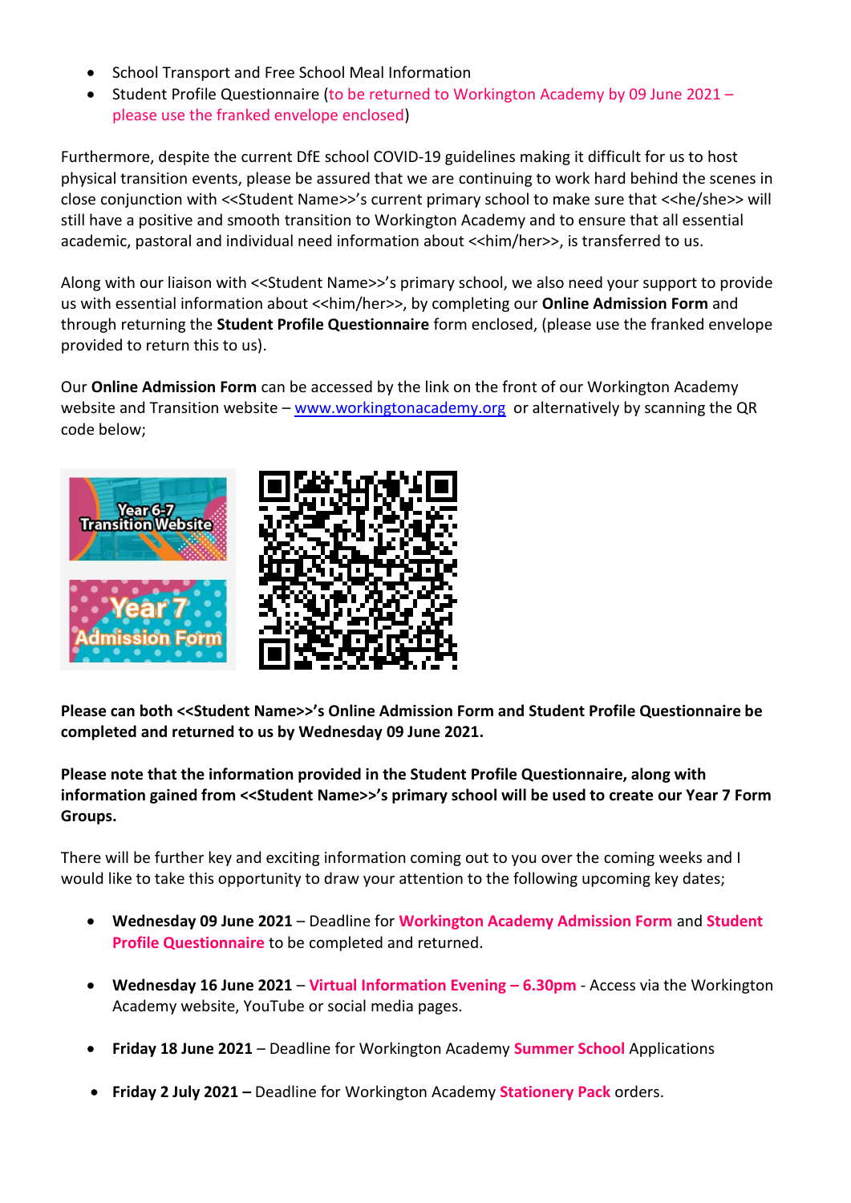- School Transport and Free School Meal Information
- Student Profile Questionnaire (to be returned to Workington Academy by 09 June 2021 – please use the franked envelope enclosed)

Furthermore, despite the current DfE school COVID-19 guidelines making it difficult for us to host physical transition events, please be assured that we are continuing to work hard behind the scenes in close conjunction with <<Student Name>>'s current primary school to make sure that <<he/she>> will still have a positive and smooth transition to Workington Academy and to ensure that all essential academic, pastoral and individual need information about <<him/her>>, is transferred to us.

Along with our liaison with <<Student Name>>'s primary school, we also need your support to provide us with essential information about <<him/her>>, by completing our **Online Admission Form** and through returning the **Student Profile Questionnaire** form enclosed, (please use the franked envelope provided to return this to us).

Our **Online Admission Form** can be accessed by the link on the front of our Workington Academy website and Transition website – www.workingtonacademy.org or alternatively by scanning the QR code below;

Year 6-7 Transition Website

Year 7 Admission Form

**Please can both <<Student Name>>'s Online Admission Form and Student Profile Questionnaire be completed and returned to us by Wednesday 09 June 2021.**

**Please note that the information provided in the Student Profile Questionnaire, along with information gained from <<Student Name>>'s primary school will be used to create our Year 7 Form Groups.**

There will be further key and exciting information coming out to you over the coming weeks and I would like to take this opportunity to draw your attention to the following upcoming key dates;

- **Wednesday 09 June 2021** – Deadline for **Workington Academy Admission Form** and **Student Profile Questionnaire** to be completed and returned.

- **Wednesday 16 June 2021** – **Virtual Information Evening – 6.30pm** - Access via the Workington Academy website, YouTube or social media pages.

- **Friday 18 June 2021** – Deadline for Workington Academy **Summer School** Applications

- **Friday 2 July 2021 –** Deadline for Workington Academy **Stationery Pack** orders.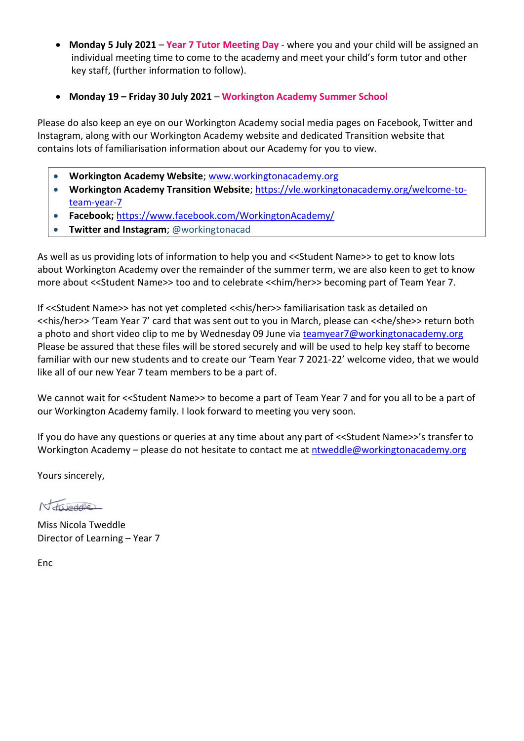- **Monday 5 July 2021** – **Year 7 Tutor Meeting Day** - where you and your child will be assigned an individual meeting time to come to the academy and meet your child's form tutor and other key staff, (further information to follow).

- **Monday 19 – Friday 30 July 2021** – **Workington Academy Summer School**

Please do also keep an eye on our Workington Academy social media pages on Facebook, Twitter and Instagram, along with our Workington Academy website and dedicated Transition website that contains lots of familiarisation information about our Academy for you to view.

- **Workington Academy Website**; www.workingtonacademy.org
- **Workington Academy Transition Website**; https://vle.workingtonacademy.org/welcome-to-team-year-7
- **Facebook;** https://www.facebook.com/WorkingtonAcademy/
- **Twitter and Instagram**; @workingtonacad

As well as us providing lots of information to help you and <<Student Name>> to get to know lots about Workington Academy over the remainder of the summer term, we are also keen to get to know more about <<Student Name>> too and to celebrate <<him/her>> becoming part of Team Year 7.

If <<Student Name>> has not yet completed <<his/her>> familiarisation task as detailed on <<his/her>> 'Team Year 7' card that was sent out to you in March, please can <<he/she>> return both a photo and short video clip to me by Wednesday 09 June via teamyear7@workingtonacademy.org Please be assured that these files will be stored securely and will be used to help key staff to become familiar with our new students and to create our 'Team Year 7 2021-22' welcome video, that we would like all of our new Year 7 team members to be a part of.

We cannot wait for <<Student Name>> to become a part of Team Year 7 and for you all to be a part of our Workington Academy family. I look forward to meeting you very soon.

If you do have any questions or queries at any time about any part of <<Student Name>>'s transfer to Workington Academy – please do not hesitate to contact me at ntweddle@workingtonacademy.org

Yours sincerely,

N Tweddle

Miss Nicola Tweddle
Director of Learning – Year 7

Enc